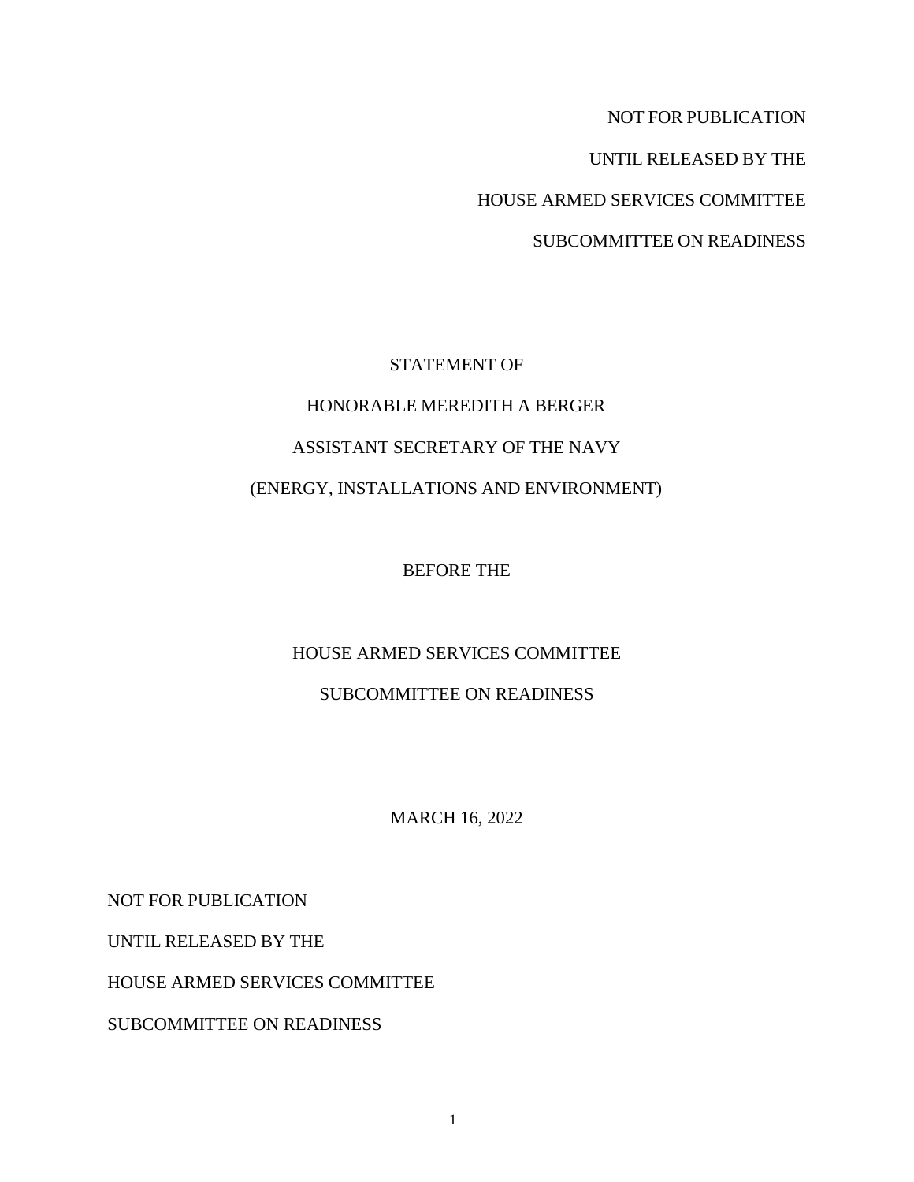NOT FOR PUBLICATION

UNTIL RELEASED BY THE

HOUSE ARMED SERVICES COMMITTEE

SUBCOMMITTEE ON READINESS

STATEMENT OF

HONORABLE MEREDITH A BERGER

ASSISTANT SECRETARY OF THE NAVY

(ENERGY, INSTALLATIONS AND ENVIRONMENT)

BEFORE THE

HOUSE ARMED SERVICES COMMITTEE

SUBCOMMITTEE ON READINESS

MARCH 16, 2022

NOT FOR PUBLICATION

UNTIL RELEASED BY THE

HOUSE ARMED SERVICES COMMITTEE

SUBCOMMITTEE ON READINESS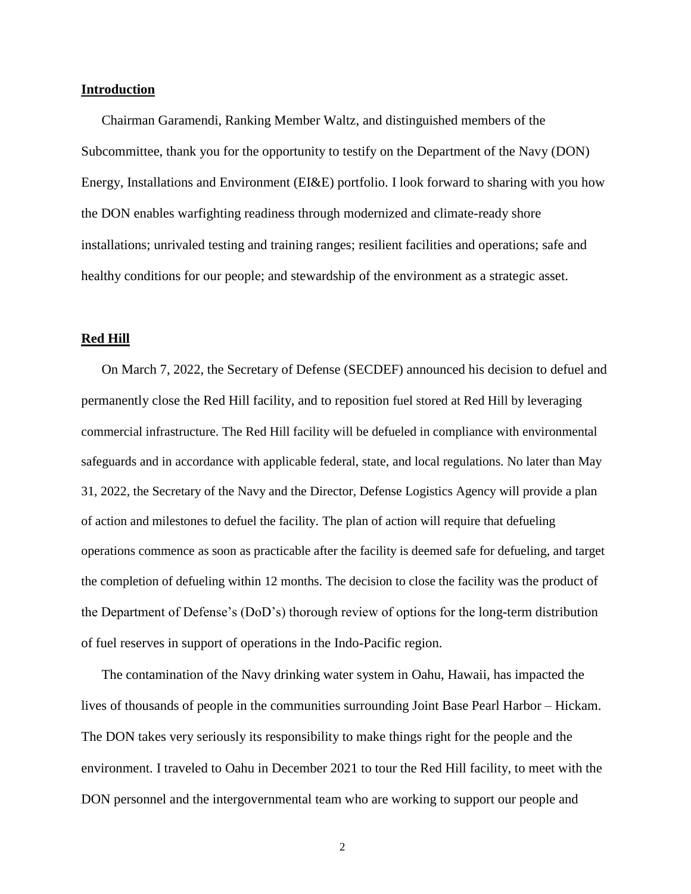## Introduction

Chairman Garamendi, Ranking Member Waltz, and distinguished members of the Subcommittee, thank you for the opportunity to testify on the Department of the Navy (DON) Energy, Installations and Environment (EI&E) portfolio. I look forward to sharing with you how the DON enables warfighting readiness through modernized and climate-ready shore installations; unrivaled testing and training ranges; resilient facilities and operations; safe and healthy conditions for our people; and stewardship of the environment as a strategic asset.

## Red Hill

On March 7, 2022, the Secretary of Defense (SECDEF) announced his decision to defuel and permanently close the Red Hill facility, and to reposition fuel stored at Red Hill by leveraging commercial infrastructure. The Red Hill facility will be defueled in compliance with environmental safeguards and in accordance with applicable federal, state, and local regulations. No later than May 31, 2022, the Secretary of the Navy and the Director, Defense Logistics Agency will provide a plan of action and milestones to defuel the facility. The plan of action will require that defueling operations commence as soon as practicable after the facility is deemed safe for defueling, and target the completion of defueling within 12 months. The decision to close the facility was the product of the Department of Defense's (DoD's) thorough review of options for the long-term distribution of fuel reserves in support of operations in the Indo-Pacific region.

The contamination of the Navy drinking water system in Oahu, Hawaii, has impacted the lives of thousands of people in the communities surrounding Joint Base Pearl Harbor – Hickam. The DON takes very seriously its responsibility to make things right for the people and the environment. I traveled to Oahu in December 2021 to tour the Red Hill facility, to meet with the DON personnel and the intergovernmental team who are working to support our people and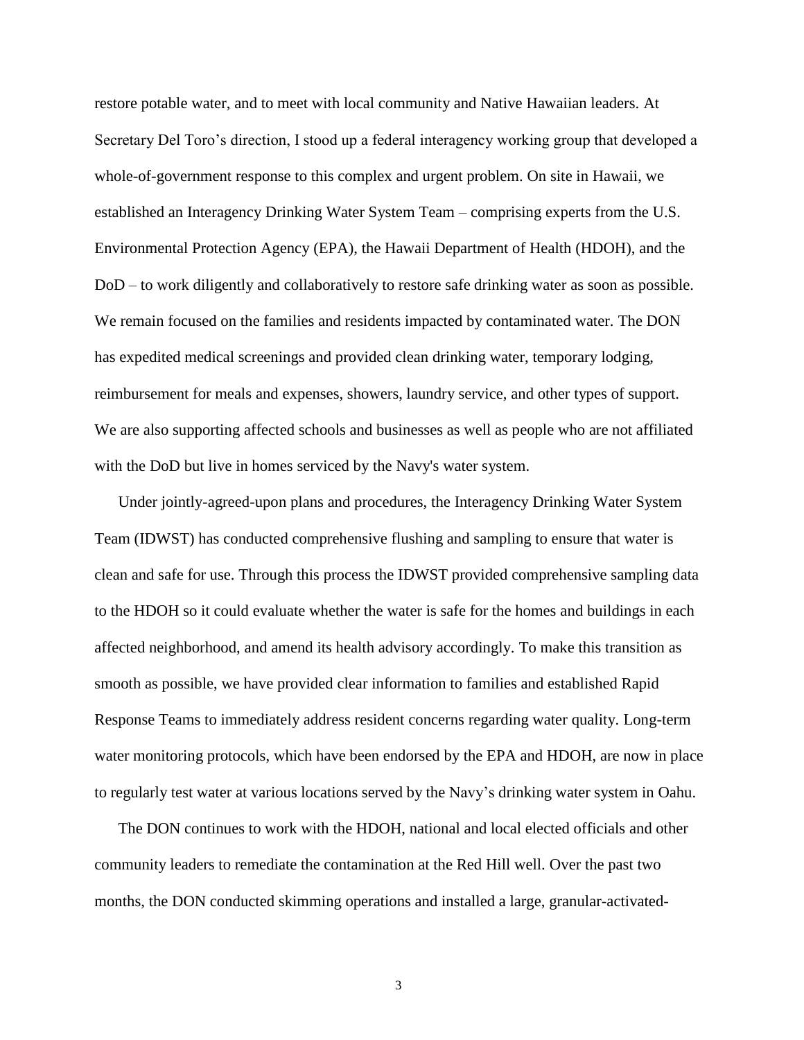restore potable water, and to meet with local community and Native Hawaiian leaders. At Secretary Del Toro's direction, I stood up a federal interagency working group that developed a whole-of-government response to this complex and urgent problem. On site in Hawaii, we established an Interagency Drinking Water System Team – comprising experts from the U.S. Environmental Protection Agency (EPA), the Hawaii Department of Health (HDOH), and the DoD – to work diligently and collaboratively to restore safe drinking water as soon as possible. We remain focused on the families and residents impacted by contaminated water. The DON has expedited medical screenings and provided clean drinking water, temporary lodging, reimbursement for meals and expenses, showers, laundry service, and other types of support. We are also supporting affected schools and businesses as well as people who are not affiliated with the DoD but live in homes serviced by the Navy's water system.

Under jointly-agreed-upon plans and procedures, the Interagency Drinking Water System Team (IDWST) has conducted comprehensive flushing and sampling to ensure that water is clean and safe for use. Through this process the IDWST provided comprehensive sampling data to the HDOH so it could evaluate whether the water is safe for the homes and buildings in each affected neighborhood, and amend its health advisory accordingly. To make this transition as smooth as possible, we have provided clear information to families and established Rapid Response Teams to immediately address resident concerns regarding water quality. Long-term water monitoring protocols, which have been endorsed by the EPA and HDOH, are now in place to regularly test water at various locations served by the Navy's drinking water system in Oahu.

The DON continues to work with the HDOH, national and local elected officials and other community leaders to remediate the contamination at the Red Hill well. Over the past two months, the DON conducted skimming operations and installed a large, granular-activated-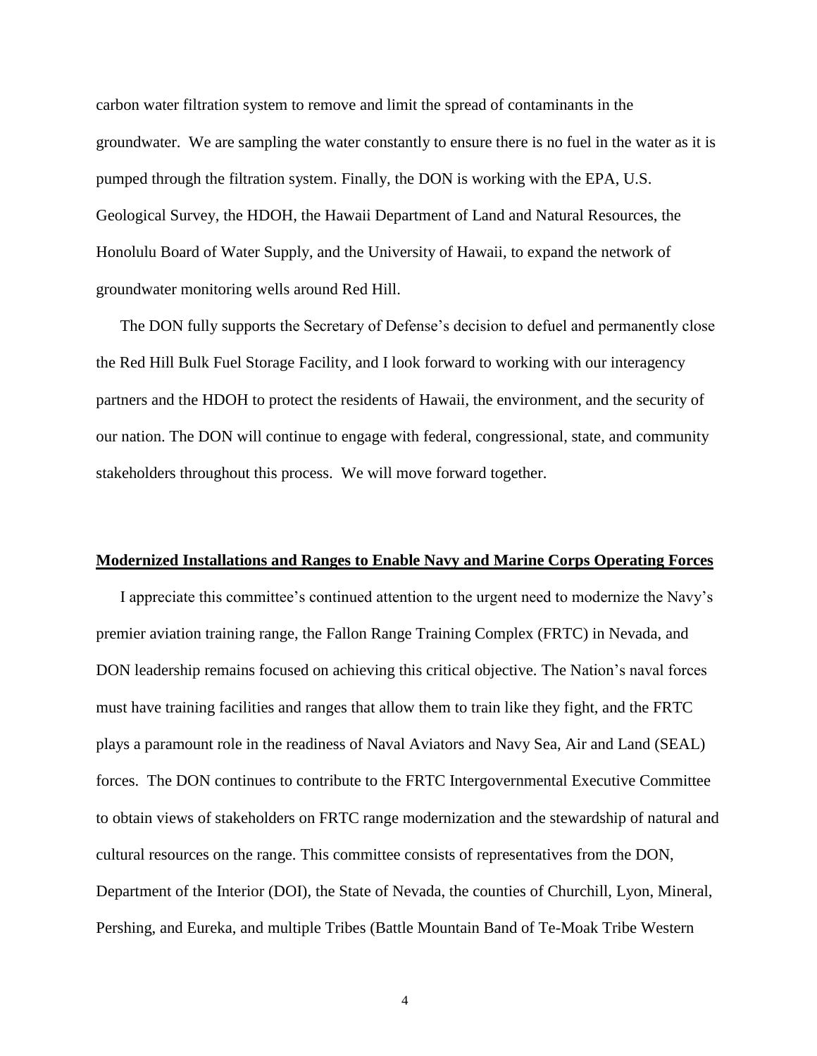carbon water filtration system to remove and limit the spread of contaminants in the groundwater. We are sampling the water constantly to ensure there is no fuel in the water as it is pumped through the filtration system. Finally, the DON is working with the EPA, U.S. Geological Survey, the HDOH, the Hawaii Department of Land and Natural Resources, the Honolulu Board of Water Supply, and the University of Hawaii, to expand the network of groundwater monitoring wells around Red Hill.

The DON fully supports the Secretary of Defense's decision to defuel and permanently close the Red Hill Bulk Fuel Storage Facility, and I look forward to working with our interagency partners and the HDOH to protect the residents of Hawaii, the environment, and the security of our nation. The DON will continue to engage with federal, congressional, state, and community stakeholders throughout this process. We will move forward together.

## Modernized Installations and Ranges to Enable Navy and Marine Corps Operating Forces

I appreciate this committee's continued attention to the urgent need to modernize the Navy's premier aviation training range, the Fallon Range Training Complex (FRTC) in Nevada, and DON leadership remains focused on achieving this critical objective. The Nation's naval forces must have training facilities and ranges that allow them to train like they fight, and the FRTC plays a paramount role in the readiness of Naval Aviators and Navy Sea, Air and Land (SEAL) forces. The DON continues to contribute to the FRTC Intergovernmental Executive Committee to obtain views of stakeholders on FRTC range modernization and the stewardship of natural and cultural resources on the range. This committee consists of representatives from the DON, Department of the Interior (DOI), the State of Nevada, the counties of Churchill, Lyon, Mineral, Pershing, and Eureka, and multiple Tribes (Battle Mountain Band of Te-Moak Tribe Western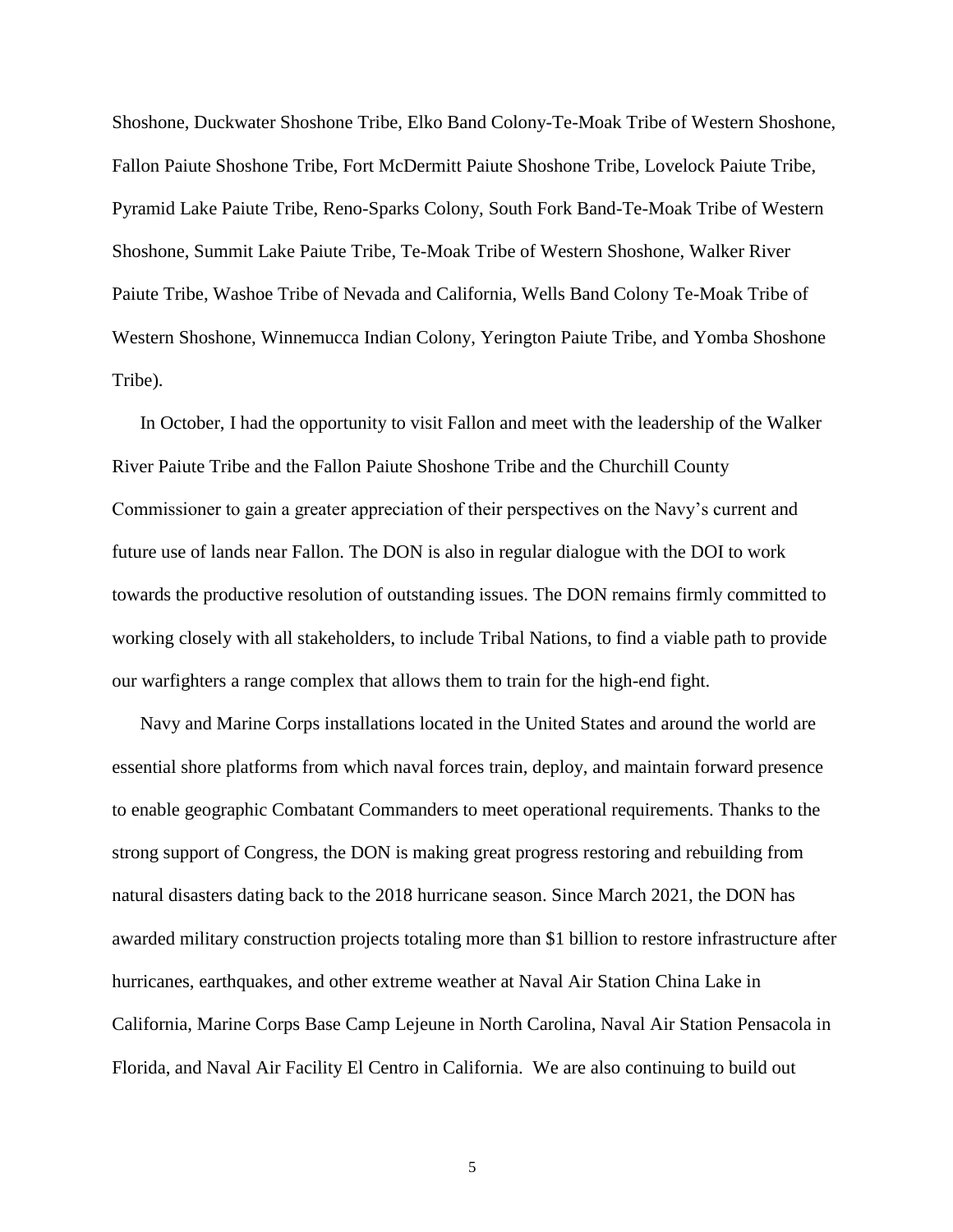Shoshone, Duckwater Shoshone Tribe, Elko Band Colony-Te-Moak Tribe of Western Shoshone, Fallon Paiute Shoshone Tribe, Fort McDermitt Paiute Shoshone Tribe, Lovelock Paiute Tribe, Pyramid Lake Paiute Tribe, Reno-Sparks Colony, South Fork Band-Te-Moak Tribe of Western Shoshone, Summit Lake Paiute Tribe, Te-Moak Tribe of Western Shoshone, Walker River Paiute Tribe, Washoe Tribe of Nevada and California, Wells Band Colony Te-Moak Tribe of Western Shoshone, Winnemucca Indian Colony, Yerington Paiute Tribe, and Yomba Shoshone Tribe).

In October, I had the opportunity to visit Fallon and meet with the leadership of the Walker River Paiute Tribe and the Fallon Paiute Shoshone Tribe and the Churchill County Commissioner to gain a greater appreciation of their perspectives on the Navy's current and future use of lands near Fallon. The DON is also in regular dialogue with the DOI to work towards the productive resolution of outstanding issues. The DON remains firmly committed to working closely with all stakeholders, to include Tribal Nations, to find a viable path to provide our warfighters a range complex that allows them to train for the high-end fight.

Navy and Marine Corps installations located in the United States and around the world are essential shore platforms from which naval forces train, deploy, and maintain forward presence to enable geographic Combatant Commanders to meet operational requirements. Thanks to the strong support of Congress, the DON is making great progress restoring and rebuilding from natural disasters dating back to the 2018 hurricane season. Since March 2021, the DON has awarded military construction projects totaling more than $1 billion to restore infrastructure after hurricanes, earthquakes, and other extreme weather at Naval Air Station China Lake in California, Marine Corps Base Camp Lejeune in North Carolina, Naval Air Station Pensacola in Florida, and Naval Air Facility El Centro in California. We are also continuing to build out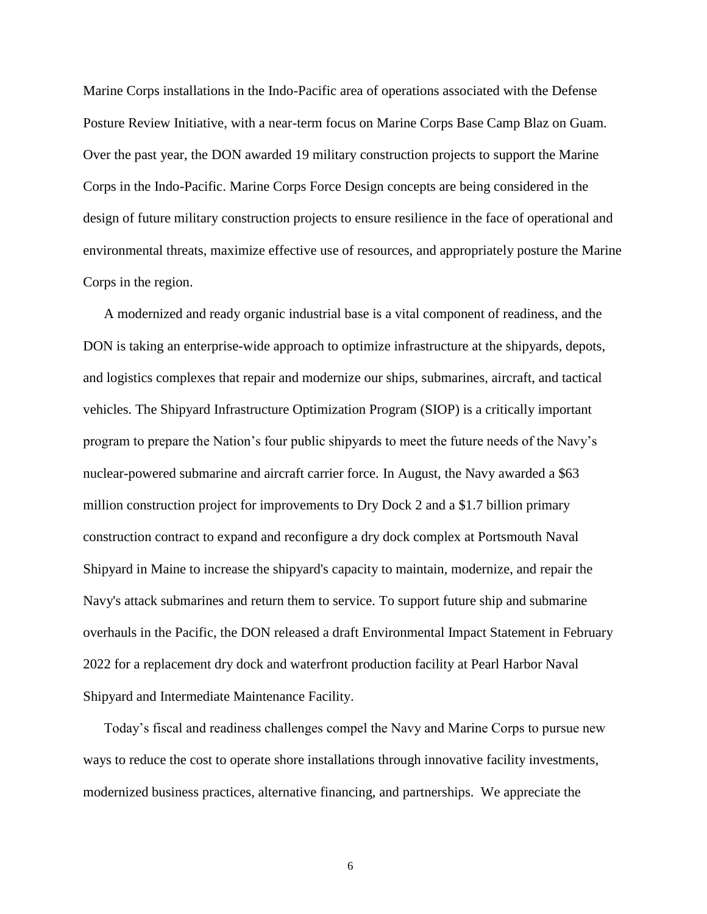Marine Corps installations in the Indo-Pacific area of operations associated with the Defense Posture Review Initiative, with a near-term focus on Marine Corps Base Camp Blaz on Guam. Over the past year, the DON awarded 19 military construction projects to support the Marine Corps in the Indo-Pacific. Marine Corps Force Design concepts are being considered in the design of future military construction projects to ensure resilience in the face of operational and environmental threats, maximize effective use of resources, and appropriately posture the Marine Corps in the region.

A modernized and ready organic industrial base is a vital component of readiness, and the DON is taking an enterprise-wide approach to optimize infrastructure at the shipyards, depots, and logistics complexes that repair and modernize our ships, submarines, aircraft, and tactical vehicles. The Shipyard Infrastructure Optimization Program (SIOP) is a critically important program to prepare the Nation's four public shipyards to meet the future needs of the Navy's nuclear-powered submarine and aircraft carrier force. In August, the Navy awarded a $63 million construction project for improvements to Dry Dock 2 and a $1.7 billion primary construction contract to expand and reconfigure a dry dock complex at Portsmouth Naval Shipyard in Maine to increase the shipyard's capacity to maintain, modernize, and repair the Navy's attack submarines and return them to service. To support future ship and submarine overhauls in the Pacific, the DON released a draft Environmental Impact Statement in February 2022 for a replacement dry dock and waterfront production facility at Pearl Harbor Naval Shipyard and Intermediate Maintenance Facility.

Today's fiscal and readiness challenges compel the Navy and Marine Corps to pursue new ways to reduce the cost to operate shore installations through innovative facility investments, modernized business practices, alternative financing, and partnerships. We appreciate the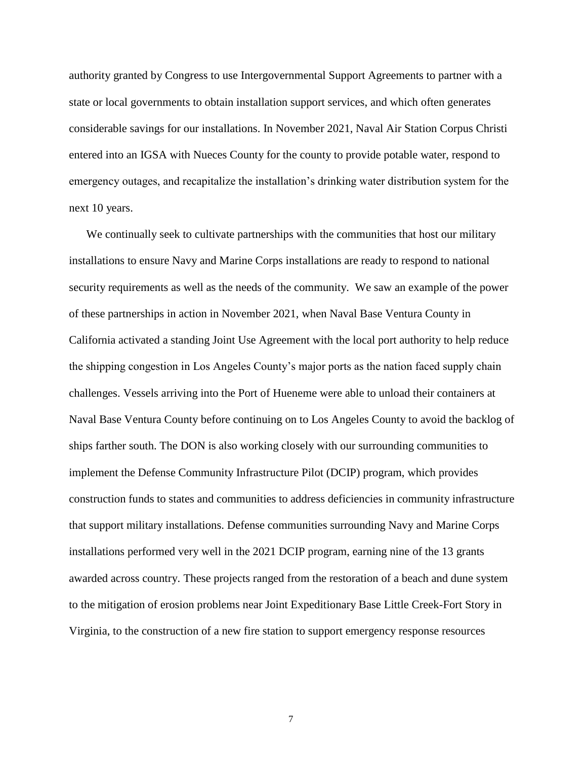authority granted by Congress to use Intergovernmental Support Agreements to partner with a state or local governments to obtain installation support services, and which often generates considerable savings for our installations. In November 2021, Naval Air Station Corpus Christi entered into an IGSA with Nueces County for the county to provide potable water, respond to emergency outages, and recapitalize the installation's drinking water distribution system for the next 10 years.

We continually seek to cultivate partnerships with the communities that host our military installations to ensure Navy and Marine Corps installations are ready to respond to national security requirements as well as the needs of the community. We saw an example of the power of these partnerships in action in November 2021, when Naval Base Ventura County in California activated a standing Joint Use Agreement with the local port authority to help reduce the shipping congestion in Los Angeles County's major ports as the nation faced supply chain challenges. Vessels arriving into the Port of Hueneme were able to unload their containers at Naval Base Ventura County before continuing on to Los Angeles County to avoid the backlog of ships farther south. The DON is also working closely with our surrounding communities to implement the Defense Community Infrastructure Pilot (DCIP) program, which provides construction funds to states and communities to address deficiencies in community infrastructure that support military installations. Defense communities surrounding Navy and Marine Corps installations performed very well in the 2021 DCIP program, earning nine of the 13 grants awarded across country. These projects ranged from the restoration of a beach and dune system to the mitigation of erosion problems near Joint Expeditionary Base Little Creek-Fort Story in Virginia, to the construction of a new fire station to support emergency response resources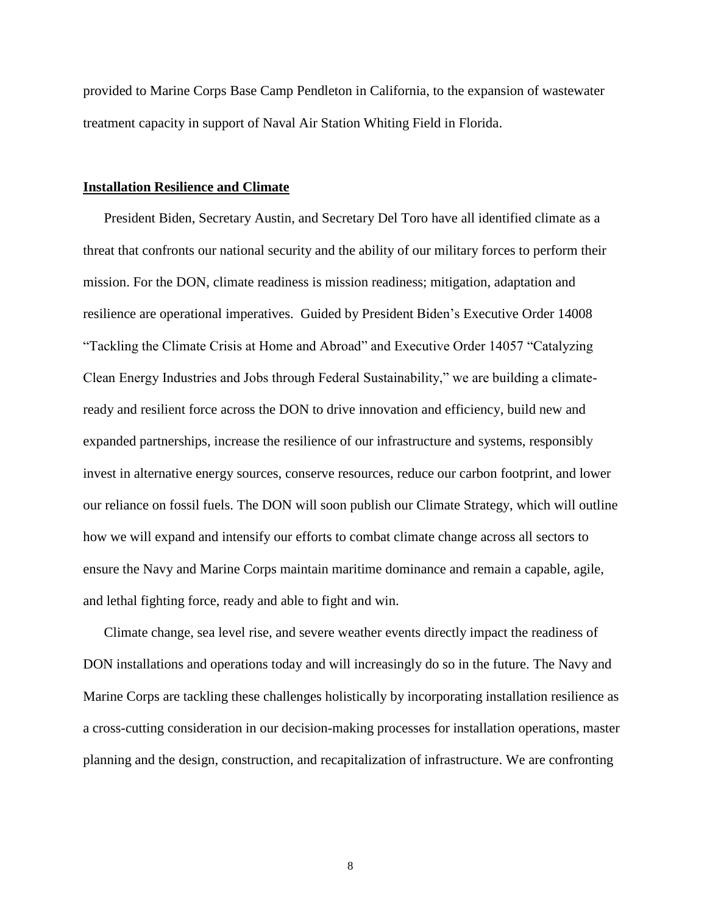provided to Marine Corps Base Camp Pendleton in California, to the expansion of wastewater treatment capacity in support of Naval Air Station Whiting Field in Florida.

**Installation Resilience and Climate**

President Biden, Secretary Austin, and Secretary Del Toro have all identified climate as a threat that confronts our national security and the ability of our military forces to perform their mission. For the DON, climate readiness is mission readiness; mitigation, adaptation and resilience are operational imperatives. Guided by President Biden's Executive Order 14008 "Tackling the Climate Crisis at Home and Abroad" and Executive Order 14057 "Catalyzing Clean Energy Industries and Jobs through Federal Sustainability," we are building a climate-ready and resilient force across the DON to drive innovation and efficiency, build new and expanded partnerships, increase the resilience of our infrastructure and systems, responsibly invest in alternative energy sources, conserve resources, reduce our carbon footprint, and lower our reliance on fossil fuels. The DON will soon publish our Climate Strategy, which will outline how we will expand and intensify our efforts to combat climate change across all sectors to ensure the Navy and Marine Corps maintain maritime dominance and remain a capable, agile, and lethal fighting force, ready and able to fight and win.

Climate change, sea level rise, and severe weather events directly impact the readiness of DON installations and operations today and will increasingly do so in the future. The Navy and Marine Corps are tackling these challenges holistically by incorporating installation resilience as a cross-cutting consideration in our decision-making processes for installation operations, master planning and the design, construction, and recapitalization of infrastructure. We are confronting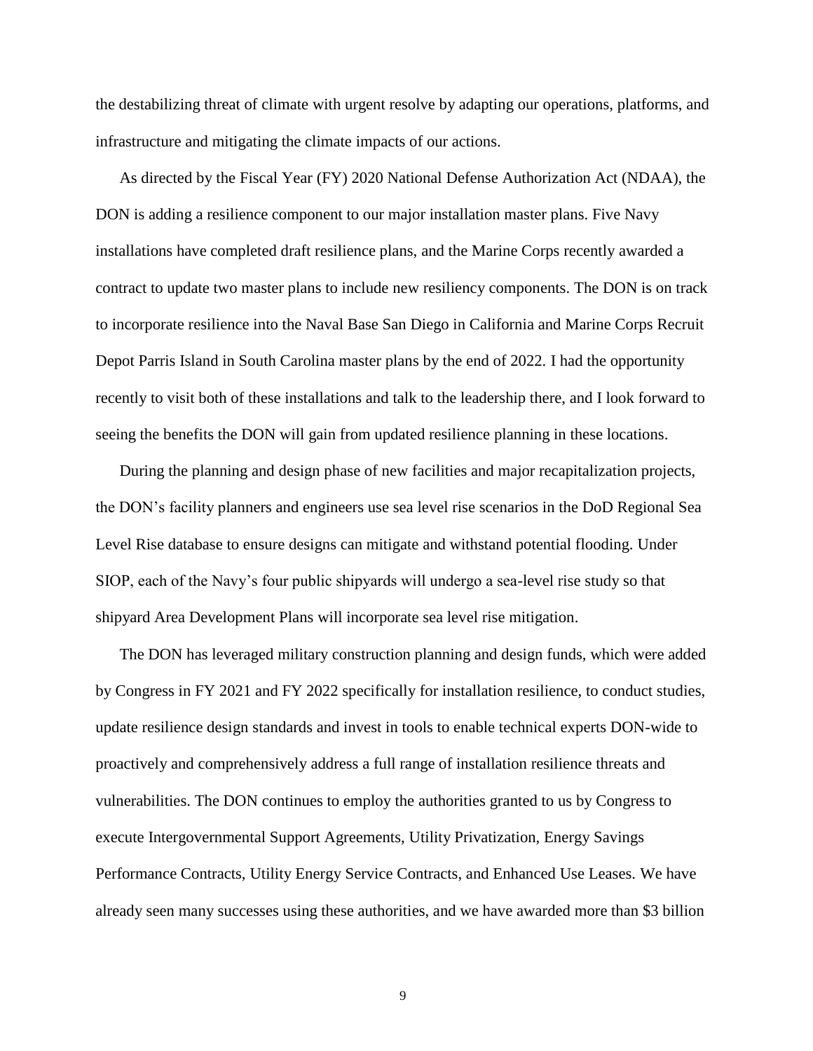the destabilizing threat of climate with urgent resolve by adapting our operations, platforms, and infrastructure and mitigating the climate impacts of our actions.

As directed by the Fiscal Year (FY) 2020 National Defense Authorization Act (NDAA), the DON is adding a resilience component to our major installation master plans. Five Navy installations have completed draft resilience plans, and the Marine Corps recently awarded a contract to update two master plans to include new resiliency components. The DON is on track to incorporate resilience into the Naval Base San Diego in California and Marine Corps Recruit Depot Parris Island in South Carolina master plans by the end of 2022. I had the opportunity recently to visit both of these installations and talk to the leadership there, and I look forward to seeing the benefits the DON will gain from updated resilience planning in these locations.

During the planning and design phase of new facilities and major recapitalization projects, the DON's facility planners and engineers use sea level rise scenarios in the DoD Regional Sea Level Rise database to ensure designs can mitigate and withstand potential flooding. Under SIOP, each of the Navy's four public shipyards will undergo a sea-level rise study so that shipyard Area Development Plans will incorporate sea level rise mitigation.

The DON has leveraged military construction planning and design funds, which were added by Congress in FY 2021 and FY 2022 specifically for installation resilience, to conduct studies, update resilience design standards and invest in tools to enable technical experts DON-wide to proactively and comprehensively address a full range of installation resilience threats and vulnerabilities. The DON continues to employ the authorities granted to us by Congress to execute Intergovernmental Support Agreements, Utility Privatization, Energy Savings Performance Contracts, Utility Energy Service Contracts, and Enhanced Use Leases. We have already seen many successes using these authorities, and we have awarded more than $3 billion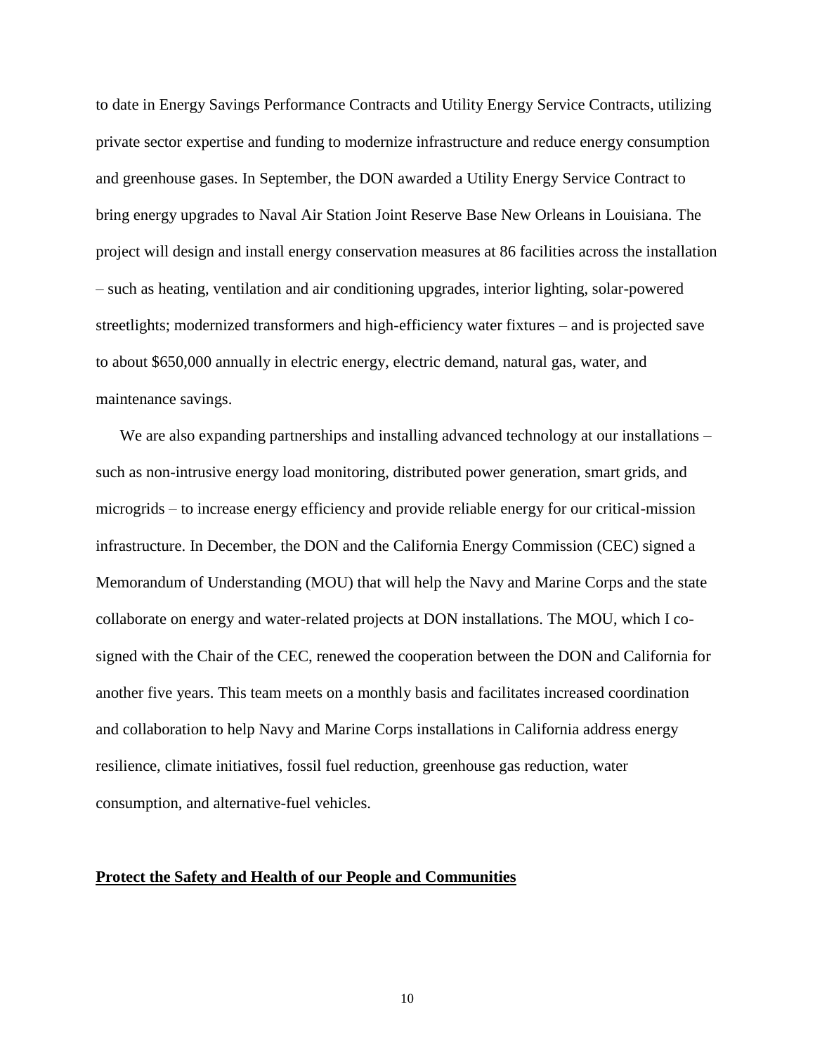to date in Energy Savings Performance Contracts and Utility Energy Service Contracts, utilizing private sector expertise and funding to modernize infrastructure and reduce energy consumption and greenhouse gases. In September, the DON awarded a Utility Energy Service Contract to bring energy upgrades to Naval Air Station Joint Reserve Base New Orleans in Louisiana. The project will design and install energy conservation measures at 86 facilities across the installation – such as heating, ventilation and air conditioning upgrades, interior lighting, solar-powered streetlights; modernized transformers and high-efficiency water fixtures – and is projected save to about $650,000 annually in electric energy, electric demand, natural gas, water, and maintenance savings.

We are also expanding partnerships and installing advanced technology at our installations – such as non-intrusive energy load monitoring, distributed power generation, smart grids, and microgrids – to increase energy efficiency and provide reliable energy for our critical-mission infrastructure. In December, the DON and the California Energy Commission (CEC) signed a Memorandum of Understanding (MOU) that will help the Navy and Marine Corps and the state collaborate on energy and water-related projects at DON installations. The MOU, which I co-signed with the Chair of the CEC, renewed the cooperation between the DON and California for another five years. This team meets on a monthly basis and facilitates increased coordination and collaboration to help Navy and Marine Corps installations in California address energy resilience, climate initiatives, fossil fuel reduction, greenhouse gas reduction, water consumption, and alternative-fuel vehicles.

**Protect the Safety and Health of our People and Communities**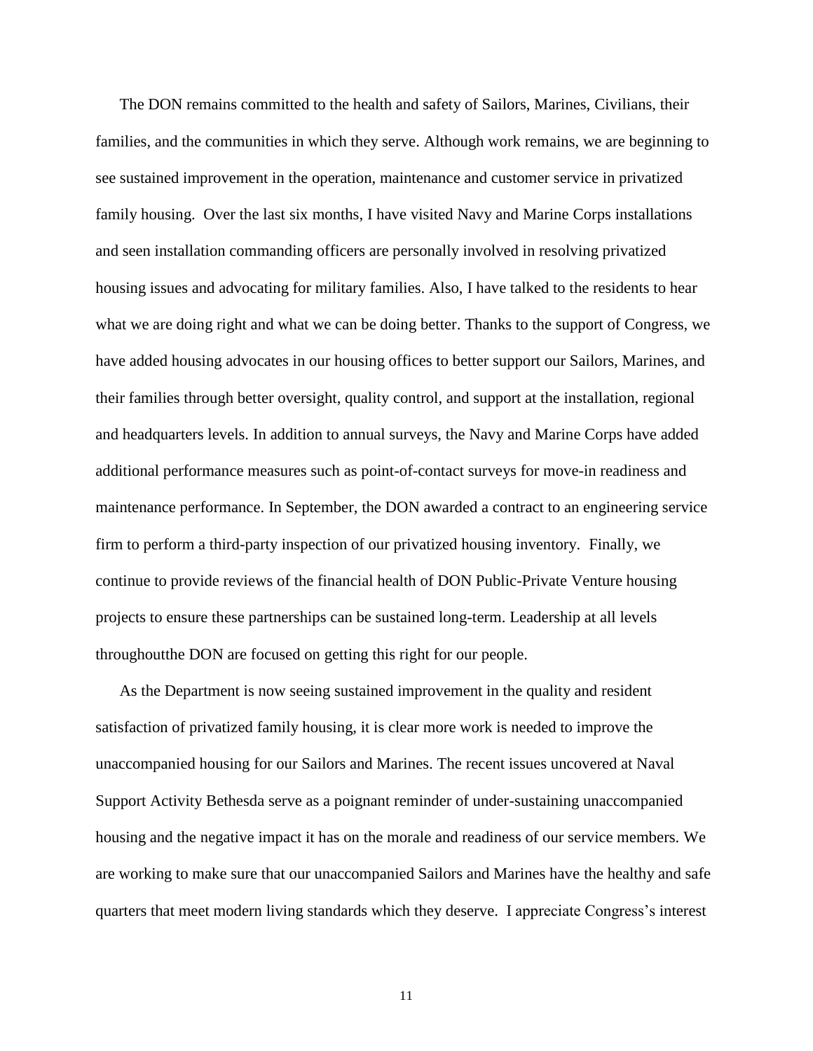The DON remains committed to the health and safety of Sailors, Marines, Civilians, their families, and the communities in which they serve. Although work remains, we are beginning to see sustained improvement in the operation, maintenance and customer service in privatized family housing. Over the last six months, I have visited Navy and Marine Corps installations and seen installation commanding officers are personally involved in resolving privatized housing issues and advocating for military families. Also, I have talked to the residents to hear what we are doing right and what we can be doing better. Thanks to the support of Congress, we have added housing advocates in our housing offices to better support our Sailors, Marines, and their families through better oversight, quality control, and support at the installation, regional and headquarters levels. In addition to annual surveys, the Navy and Marine Corps have added additional performance measures such as point-of-contact surveys for move-in readiness and maintenance performance. In September, the DON awarded a contract to an engineering service firm to perform a third-party inspection of our privatized housing inventory. Finally, we continue to provide reviews of the financial health of DON Public-Private Venture housing projects to ensure these partnerships can be sustained long-term. Leadership at all levels throughoutthe DON are focused on getting this right for our people.

As the Department is now seeing sustained improvement in the quality and resident satisfaction of privatized family housing, it is clear more work is needed to improve the unaccompanied housing for our Sailors and Marines. The recent issues uncovered at Naval Support Activity Bethesda serve as a poignant reminder of under-sustaining unaccompanied housing and the negative impact it has on the morale and readiness of our service members. We are working to make sure that our unaccompanied Sailors and Marines have the healthy and safe quarters that meet modern living standards which they deserve. I appreciate Congress's interest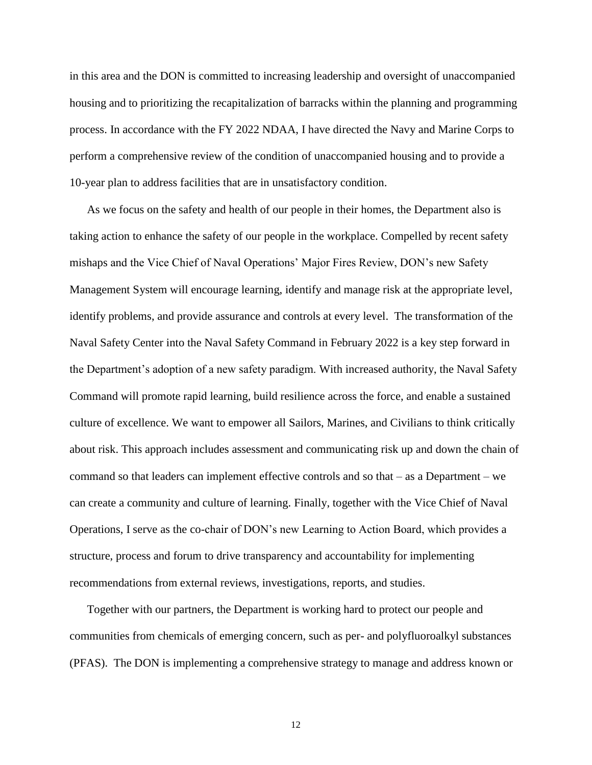in this area and the DON is committed to increasing leadership and oversight of unaccompanied housing and to prioritizing the recapitalization of barracks within the planning and programming process. In accordance with the FY 2022 NDAA, I have directed the Navy and Marine Corps to perform a comprehensive review of the condition of unaccompanied housing and to provide a 10-year plan to address facilities that are in unsatisfactory condition.

As we focus on the safety and health of our people in their homes, the Department also is taking action to enhance the safety of our people in the workplace. Compelled by recent safety mishaps and the Vice Chief of Naval Operations' Major Fires Review, DON's new Safety Management System will encourage learning, identify and manage risk at the appropriate level, identify problems, and provide assurance and controls at every level. The transformation of the Naval Safety Center into the Naval Safety Command in February 2022 is a key step forward in the Department's adoption of a new safety paradigm. With increased authority, the Naval Safety Command will promote rapid learning, build resilience across the force, and enable a sustained culture of excellence. We want to empower all Sailors, Marines, and Civilians to think critically about risk. This approach includes assessment and communicating risk up and down the chain of command so that leaders can implement effective controls and so that – as a Department – we can create a community and culture of learning. Finally, together with the Vice Chief of Naval Operations, I serve as the co-chair of DON's new Learning to Action Board, which provides a structure, process and forum to drive transparency and accountability for implementing recommendations from external reviews, investigations, reports, and studies.

Together with our partners, the Department is working hard to protect our people and communities from chemicals of emerging concern, such as per- and polyfluoroalkyl substances (PFAS). The DON is implementing a comprehensive strategy to manage and address known or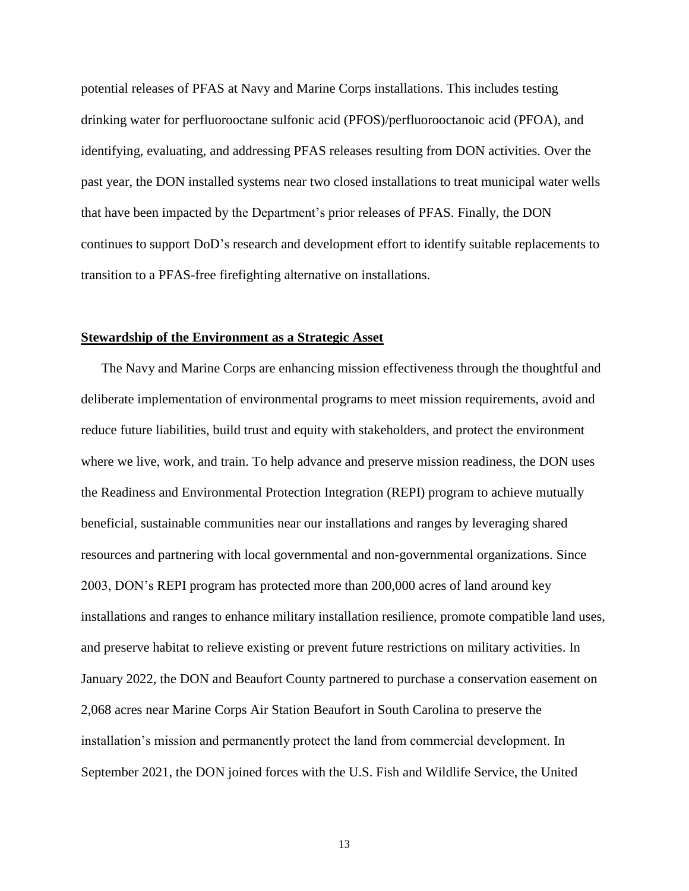potential releases of PFAS at Navy and Marine Corps installations. This includes testing drinking water for perfluorooctane sulfonic acid (PFOS)/perfluorooctanoic acid (PFOA), and identifying, evaluating, and addressing PFAS releases resulting from DON activities. Over the past year, the DON installed systems near two closed installations to treat municipal water wells that have been impacted by the Department's prior releases of PFAS. Finally, the DON continues to support DoD's research and development effort to identify suitable replacements to transition to a PFAS-free firefighting alternative on installations.

**Stewardship of the Environment as a Strategic Asset**

The Navy and Marine Corps are enhancing mission effectiveness through the thoughtful and deliberate implementation of environmental programs to meet mission requirements, avoid and reduce future liabilities, build trust and equity with stakeholders, and protect the environment where we live, work, and train. To help advance and preserve mission readiness, the DON uses the Readiness and Environmental Protection Integration (REPI) program to achieve mutually beneficial, sustainable communities near our installations and ranges by leveraging shared resources and partnering with local governmental and non-governmental organizations. Since 2003, DON's REPI program has protected more than 200,000 acres of land around key installations and ranges to enhance military installation resilience, promote compatible land uses, and preserve habitat to relieve existing or prevent future restrictions on military activities. In January 2022, the DON and Beaufort County partnered to purchase a conservation easement on 2,068 acres near Marine Corps Air Station Beaufort in South Carolina to preserve the installation's mission and permanently protect the land from commercial development. In September 2021, the DON joined forces with the U.S. Fish and Wildlife Service, the United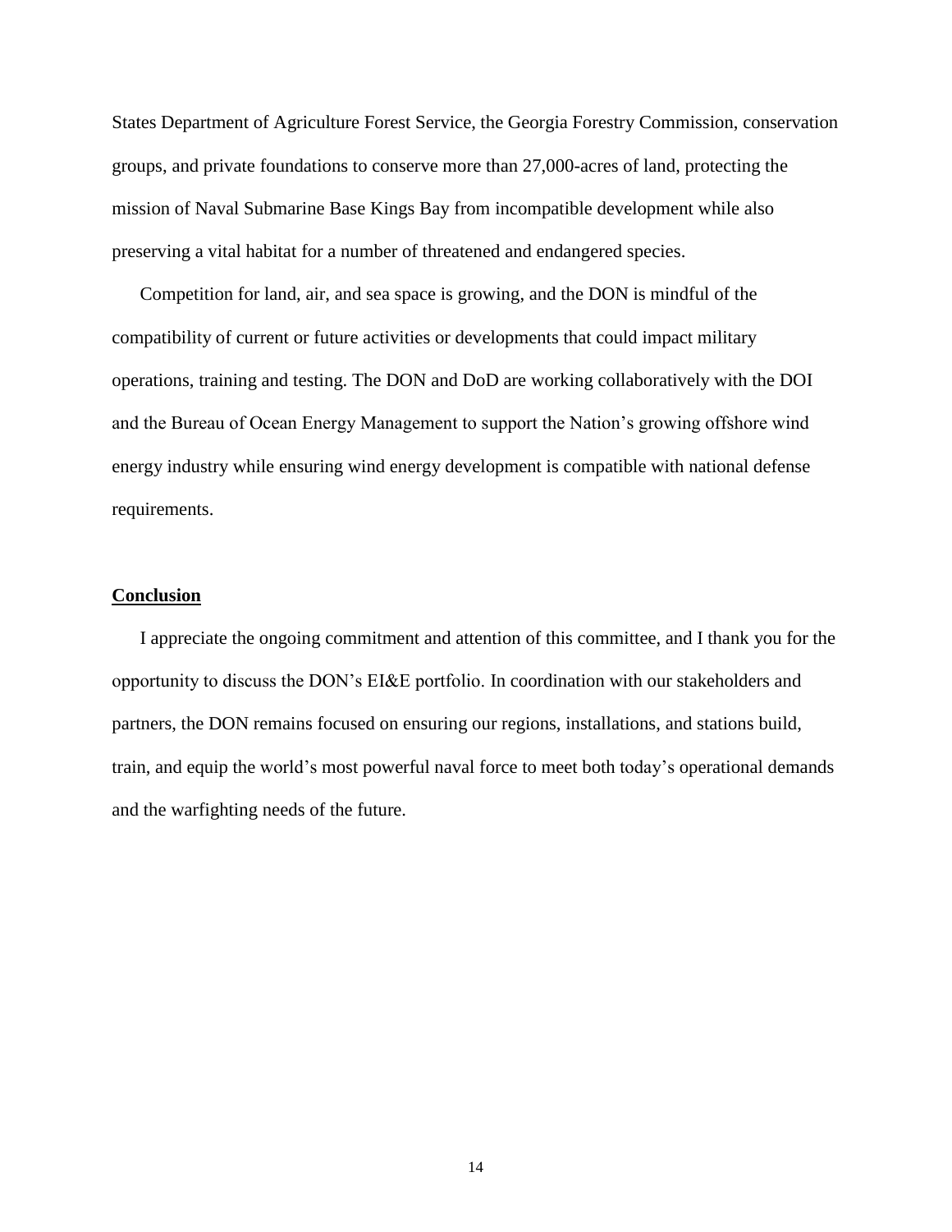States Department of Agriculture Forest Service, the Georgia Forestry Commission, conservation groups, and private foundations to conserve more than 27,000-acres of land, protecting the mission of Naval Submarine Base Kings Bay from incompatible development while also preserving a vital habitat for a number of threatened and endangered species.

Competition for land, air, and sea space is growing, and the DON is mindful of the compatibility of current or future activities or developments that could impact military operations, training and testing. The DON and DoD are working collaboratively with the DOI and the Bureau of Ocean Energy Management to support the Nation's growing offshore wind energy industry while ensuring wind energy development is compatible with national defense requirements.

## Conclusion

I appreciate the ongoing commitment and attention of this committee, and I thank you for the opportunity to discuss the DON's EI&E portfolio. In coordination with our stakeholders and partners, the DON remains focused on ensuring our regions, installations, and stations build, train, and equip the world's most powerful naval force to meet both today's operational demands and the warfighting needs of the future.